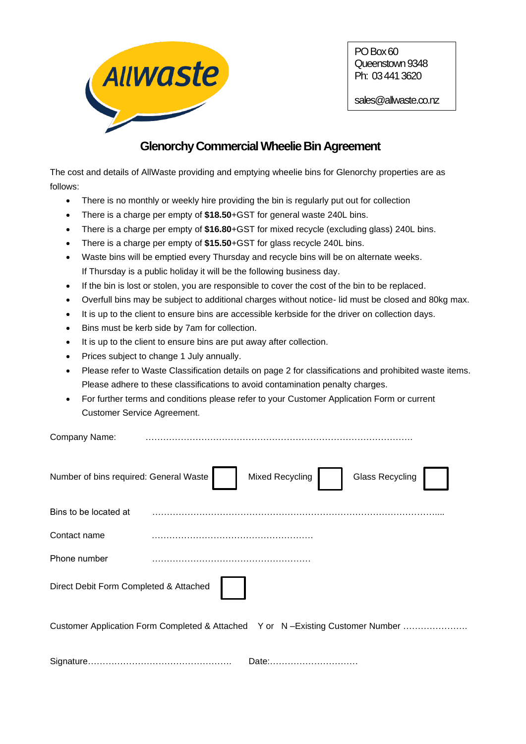AllWaste

PO Box 60
Queenstown 9348
Ph: 03 441 3620

sales@allwaste.co.nz

# Glenorchy Commercial Wheelie Bin Agreement

The cost and details of AllWaste providing and emptying wheelie bins for Glenorchy properties are as follows:

- There is no monthly or weekly hire providing the bin is regularly put out for collection
- There is a charge per empty of **$18.50**+GST for general waste 240L bins.
- There is a charge per empty of **$16.80**+GST for mixed recycle (excluding glass) 240L bins.
- There is a charge per empty of **$15.50**+GST for glass recycle 240L bins.
- Waste bins will be emptied every Thursday and recycle bins will be on alternate weeks. If Thursday is a public holiday it will be the following business day.
- If the bin is lost or stolen, you are responsible to cover the cost of the bin to be replaced.
- Overfull bins may be subject to additional charges without notice- lid must be closed and 80kg max.
- It is up to the client to ensure bins are accessible kerbside for the driver on collection days.
- Bins must be kerb side by 7am for collection.
- It is up to the client to ensure bins are put away after collection.
- Prices subject to change 1 July annually.
- Please refer to Waste Classification details on page 2 for classifications and prohibited waste items. Please adhere to these classifications to avoid contamination penalty charges.
- For further terms and conditions please refer to your Customer Application Form or current Customer Service Agreement.

Company Name: ……………………………………………………………………………

Number of bins required: General Waste ☐ Mixed Recycling ☐ Glass Recycling ☐

Bins to be located at ……………………………………………………………………………………...

Contact name ………………………………………………

Phone number ………………………………………………

Direct Debit Form Completed & Attached ☐

Customer Application Form Completed & Attached Y or N –Existing Customer Number ………………….

Signature………………………………………… Date:…………………………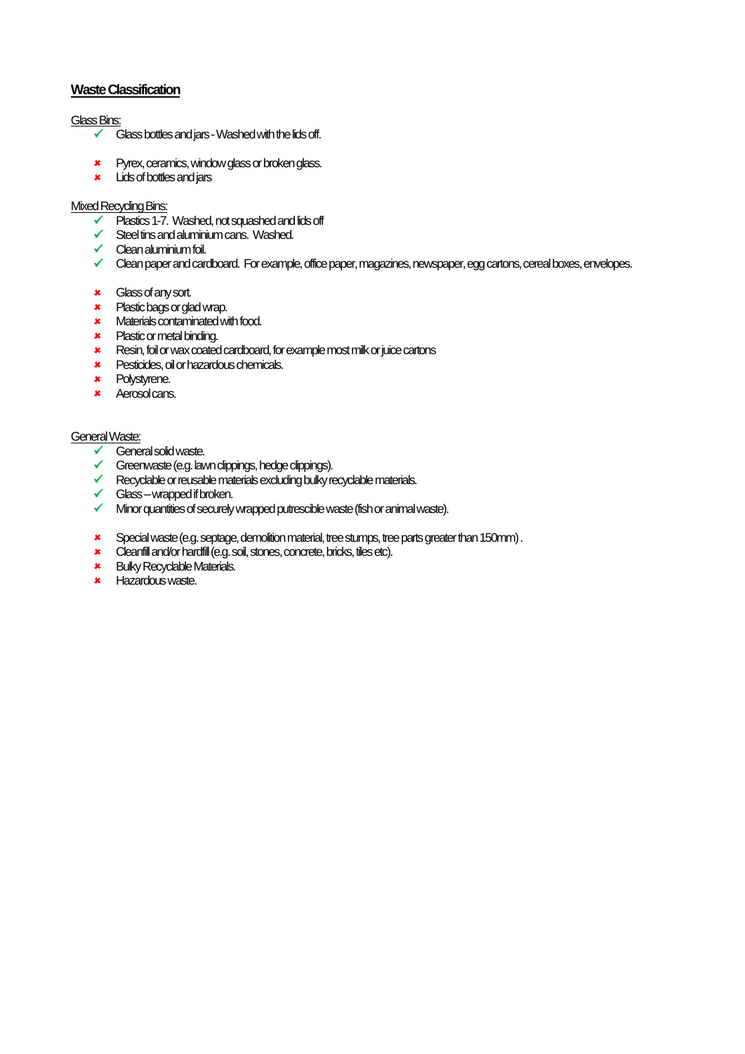## Waste Classification

Glass Bins:

- ✓ Glass bottles and jars - Washed with the lids off.

- ✗ Pyrex, ceramics, window glass or broken glass.
- ✗ Lids of bottles and jars

Mixed Recycling Bins:

- ✓ Plastics 1-7. Washed, not squashed and lids off
- ✓ Steel tins and aluminium cans. Washed.
- ✓ Clean aluminium foil.
- ✓ Clean paper and cardboard. For example, office paper, magazines, newspaper, egg cartons, cereal boxes, envelopes.

- ✗ Glass of any sort.
- ✗ Plastic bags or glad wrap.
- ✗ Materials contaminated with food.
- ✗ Plastic or metal binding.
- ✗ Resin, foil or wax coated cardboard, for example most milk or juice cartons
- ✗ Pesticides, oil or hazardous chemicals.
- ✗ Polystyrene.
- ✗ Aerosol cans.

General Waste:

- ✓ General solid waste.
- ✓ Greenwaste (e.g. lawn clippings, hedge clippings).
- ✓ Recyclable or reusable materials excluding bulky recyclable materials.
- ✓ Glass – wrapped if broken.
- ✓ Minor quantities of securely wrapped putrescible waste (fish or animal waste).

- ✗ Special waste (e.g. septage, demolition material, tree stumps, tree parts greater than 150mm) .
- ✗ Cleanfill and/or hardfill (e.g. soil, stones, concrete, bricks, tiles etc).
- ✗ Bulky Recyclable Materials.
- ✗ Hazardous waste.